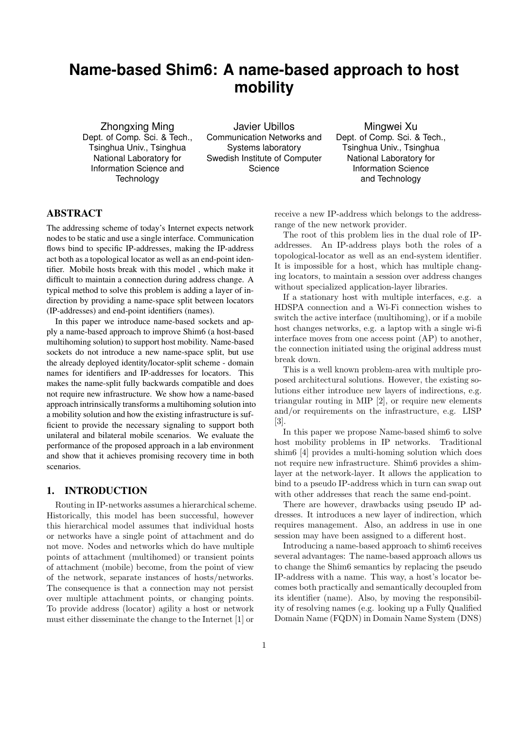# Name-based Shim6: A name-based approach to host mobility

Zhongxing Ming
Dept. of Comp. Sci. & Tech., Tsinghua Univ., Tsinghua National Laboratory for Information Science and Technology

Javier Ubillos
Communication Networks and Systems laboratory
Swedish Institute of Computer Science

Mingwei Xu
Dept. of Comp. Sci. & Tech., Tsinghua Univ., Tsinghua National Laboratory for Information Science and Technology

## ABSTRACT

The addressing scheme of today's Internet expects network nodes to be static and use a single interface. Communication flows bind to specific IP-addresses, making the IP-address act both as a topological locator as well as an end-point identifier. Mobile hosts break with this model , which make it difficult to maintain a connection during address change. A typical method to solve this problem is adding a layer of indirection by providing a name-space split between locators (IP-addresses) and end-point identifiers (names).

In this paper we introduce name-based sockets and apply a name-based approach to improve Shim6 (a host-based multihoming solution) to support host mobility. Name-based sockets do not introduce a new name-space split, but use the already deployed identity/locator-split scheme - domain names for identifiers and IP-addresses for locators. This makes the name-split fully backwards compatible and does not require new infrastructure. We show how a name-based approach intrinsically transforms a multihoming solution into a mobility solution and how the existing infrastructure is sufficient to provide the necessary signaling to support both unilateral and bilateral mobile scenarios. We evaluate the performance of the proposed approach in a lab environment and show that it achieves promising recovery time in both scenarios.

## 1. INTRODUCTION

Routing in IP-networks assumes a hierarchical scheme. Historically, this model has been successful, however this hierarchical model assumes that individual hosts or networks have a single point of attachment and do not move. Nodes and networks which do have multiple points of attachment (multihomed) or transient points of attachment (mobile) become, from the point of view of the network, separate instances of hosts/networks. The consequence is that a connection may not persist over multiple attachment points, or changing points. To provide address (locator) agility a host or network must either disseminate the change to the Internet [1] or receive a new IP-address which belongs to the address-range of the new network provider.

The root of this problem lies in the dual role of IP-addresses. An IP-address plays both the roles of a topological-locator as well as an end-system identifier. It is impossible for a host, which has multiple changing locators, to maintain a session over address changes without specialized application-layer libraries.

If a stationary host with multiple interfaces, e.g. a HDSPA connection and a Wi-Fi connection wishes to switch the active interface (multihoming), or if a mobile host changes networks, e.g. a laptop with a single wi-fi interface moves from one access point (AP) to another, the connection initiated using the original address must break down.

This is a well known problem-area with multiple proposed architectural solutions. However, the existing solutions either introduce new layers of indirections, e.g. triangular routing in MIP [2], or require new elements and/or requirements on the infrastructure, e.g. LISP [3].

In this paper we propose Name-based shim6 to solve host mobility problems in IP networks. Traditional shim6 [4] provides a multi-homing solution which does not require new infrastructure. Shim6 provides a shim-layer at the network-layer. It allows the application to bind to a pseudo IP-address which in turn can swap out with other addresses that reach the same end-point.

There are however, drawbacks using pseudo IP addresses. It introduces a new layer of indirection, which requires management. Also, an address in use in one session may have been assigned to a different host.

Introducing a name-based approach to shim6 receives several advantages: The name-based approach allows us to change the Shim6 semantics by replacing the pseudo IP-address with a name. This way, a host's locator becomes both practically and semantically decoupled from its identifier (name). Also, by moving the responsibility of resolving names (e.g. looking up a Fully Qualified Domain Name (FQDN) in Domain Name System (DNS)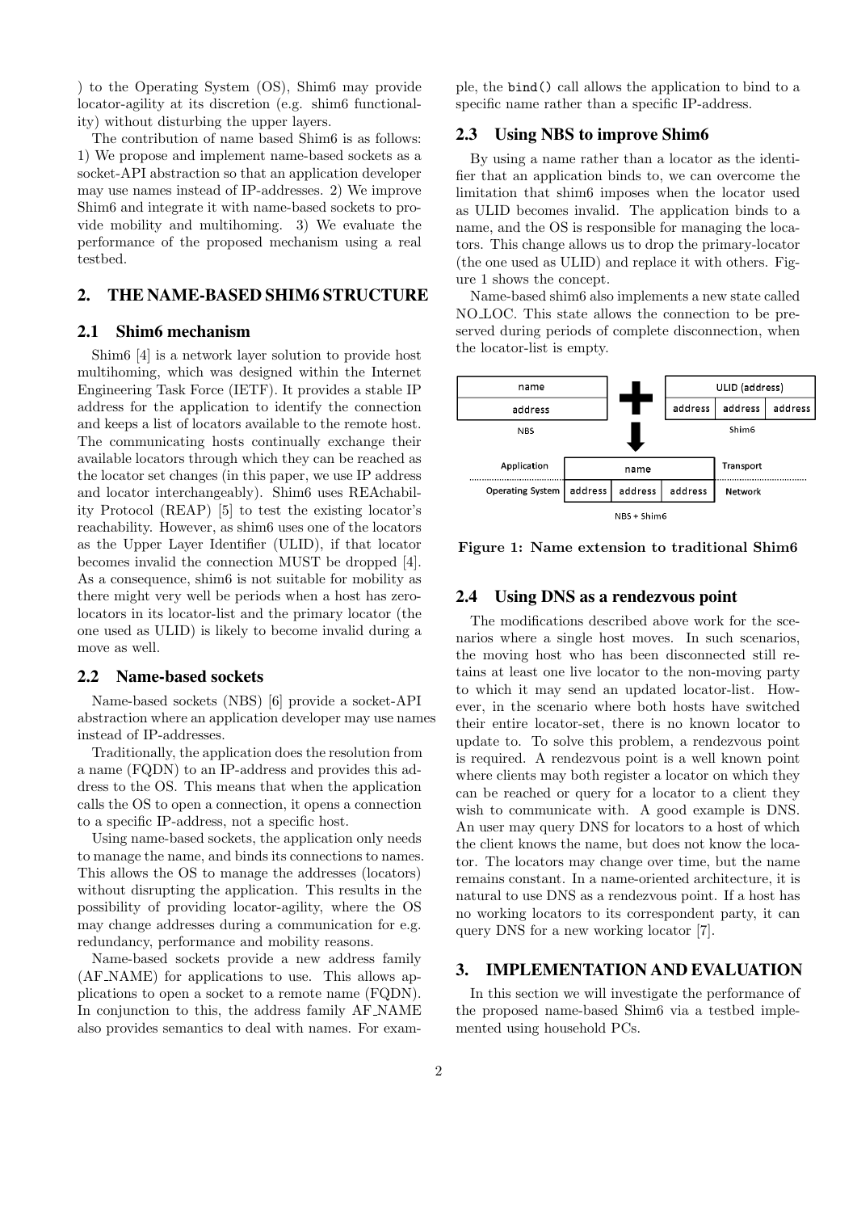) to the Operating System (OS), Shim6 may provide locator-agility at its discretion (e.g. shim6 functionality) without disturbing the upper layers.

The contribution of name based Shim6 is as follows: 1) We propose and implement name-based sockets as a socket-API abstraction so that an application developer may use names instead of IP-addresses. 2) We improve Shim6 and integrate it with name-based sockets to provide mobility and multihoming. 3) We evaluate the performance of the proposed mechanism using a real testbed.

## 2. THE NAME-BASED SHIM6 STRUCTURE

### 2.1 Shim6 mechanism

Shim6 [4] is a network layer solution to provide host multihoming, which was designed within the Internet Engineering Task Force (IETF). It provides a stable IP address for the application to identify the connection and keeps a list of locators available to the remote host. The communicating hosts continually exchange their available locators through which they can be reached as the locator set changes (in this paper, we use IP address and locator interchangeably). Shim6 uses REAchability Protocol (REAP) [5] to test the existing locator's reachability. However, as shim6 uses one of the locators as the Upper Layer Identifier (ULID), if that locator becomes invalid the connection MUST be dropped [4]. As a consequence, shim6 is not suitable for mobility as there might very well be periods when a host has zero-locators in its locator-list and the primary locator (the one used as ULID) is likely to become invalid during a move as well.

### 2.2 Name-based sockets

Name-based sockets (NBS) [6] provide a socket-API abstraction where an application developer may use names instead of IP-addresses.

Traditionally, the application does the resolution from a name (FQDN) to an IP-address and provides this address to the OS. This means that when the application calls the OS to open a connection, it opens a connection to a specific IP-address, not a specific host.

Using name-based sockets, the application only needs to manage the name, and binds its connections to names. This allows the OS to manage the addresses (locators) without disrupting the application. This results in the possibility of providing locator-agility, where the OS may change addresses during a communication for e.g. redundancy, performance and mobility reasons.

Name-based sockets provide a new address family (AF_NAME) for applications to use. This allows applications to open a socket to a remote name (FQDN). In conjunction to this, the address family AF_NAME also provides semantics to deal with names. For example, the `bind()` call allows the application to bind to a specific name rather than a specific IP-address.

### 2.3 Using NBS to improve Shim6

By using a name rather than a locator as the identifier that an application binds to, we can overcome the limitation that shim6 imposes when the locator used as ULID becomes invalid. The application binds to a name, and the OS is responsible for managing the locators. This change allows us to drop the primary-locator (the one used as ULID) and replace it with others. Figure 1 shows the concept.

Name-based shim6 also implements a new state called NO_LOC. This state allows the connection to be preserved during periods of complete disconnection, when the locator-list is empty.

**Figure 1: Name extension to traditional Shim6**

### 2.4 Using DNS as a rendezvous point

The modifications described above work for the scenarios where a single host moves. In such scenarios, the moving host who has been disconnected still retains at least one live locator to the non-moving party to which it may send an updated locator-list. However, in the scenario where both hosts have switched their entire locator-set, there is no known locator to update to. To solve this problem, a rendezvous point is required. A rendezvous point is a well known point where clients may both register a locator on which they can be reached or query for a locator to a client they wish to communicate with. A good example is DNS. An user may query DNS for locators to a host of which the client knows the name, but does not know the locator. The locators may change over time, but the name remains constant. In a name-oriented architecture, it is natural to use DNS as a rendezvous point. If a host has no working locators to its correspondent party, it can query DNS for a new working locator [7].

## 3. IMPLEMENTATION AND EVALUATION

In this section we will investigate the performance of the proposed name-based Shim6 via a testbed implemented using household PCs.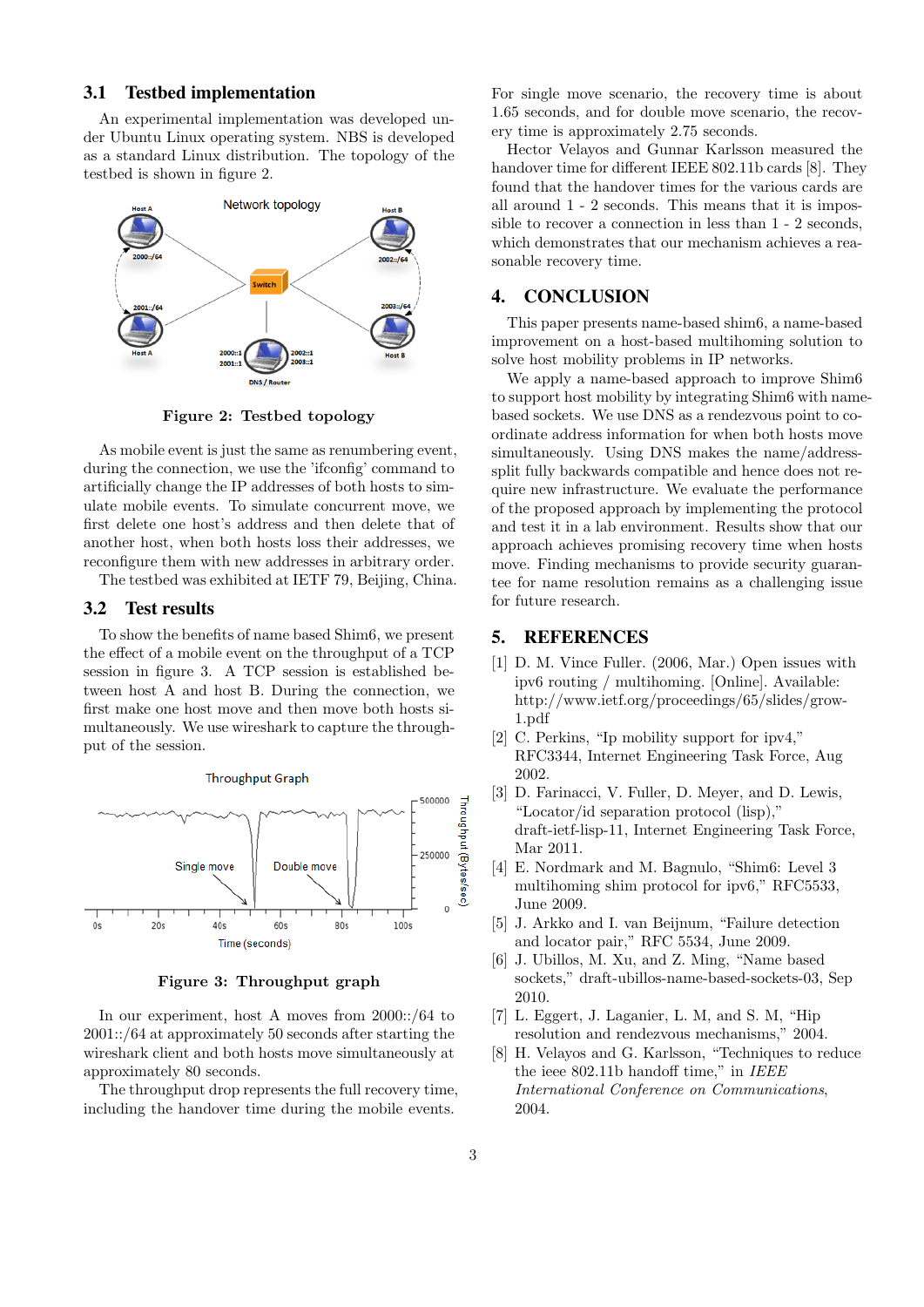### 3.1 Testbed implementation

An experimental implementation was developed under Ubuntu Linux operating system. NBS is developed as a standard Linux distribution. The topology of the testbed is shown in figure 2.

Network topology

Host A
2000::/64
2001::/64
Host A
Switch
Host B
2002::/64
2003::/64
Host B
2000::1
2001::1
2002::1
2003::1
DNS / Router

**Figure 2: Testbed topology**

As mobile event is just the same as renumbering event, during the connection, we use the 'ifconfig' command to artificially change the IP addresses of both hosts to simulate mobile events. To simulate concurrent move, we first delete one host's address and then delete that of another host, when both hosts loss their addresses, we reconfigure them with new addresses in arbitrary order.

The testbed was exhibited at IETF 79, Beijing, China.

### 3.2 Test results

To show the benefits of name based Shim6, we present the effect of a mobile event on the throughput of a TCP session in figure 3. A TCP session is established between host A and host B. During the connection, we first make one host move and then move both hosts simultaneously. We use wireshark to capture the throughput of the session.

Throughput Graph

Single move
Double move
500000
250000
0
Throughput (Bytes/sec)
0s
20s
40s
60s
80s
100s
Time (seconds)

**Figure 3: Throughput graph**

In our experiment, host A moves from 2000::/64 to 2001::/64 at approximately 50 seconds after starting the wireshark client and both hosts move simultaneously at approximately 80 seconds.

The throughput drop represents the full recovery time, including the handover time during the mobile events. For single move scenario, the recovery time is about 1.65 seconds, and for double move scenario, the recovery time is approximately 2.75 seconds.

Hector Velayos and Gunnar Karlsson measured the handover time for different IEEE 802.11b cards [8]. They found that the handover times for the various cards are all around 1 - 2 seconds. This means that it is impossible to recover a connection in less than 1 - 2 seconds, which demonstrates that our mechanism achieves a reasonable recovery time.

## 4. CONCLUSION

This paper presents name-based shim6, a name-based improvement on a host-based multihoming solution to solve host mobility problems in IP networks.

We apply a name-based approach to improve Shim6 to support host mobility by integrating Shim6 with name-based sockets. We use DNS as a rendezvous point to coordinate address information for when both hosts move simultaneously. Using DNS makes the name/address-split fully backwards compatible and hence does not require new infrastructure. We evaluate the performance of the proposed approach by implementing the protocol and test it in a lab environment. Results show that our approach achieves promising recovery time when hosts move. Finding mechanisms to provide security guarantee for name resolution remains as a challenging issue for future research.

## 5. REFERENCES

[1] D. M. Vince Fuller. (2006, Mar.) Open issues with ipv6 routing / multihoming. [Online]. Available: http://www.ietf.org/proceedings/65/slides/grow-1.pdf

[2] C. Perkins, "Ip mobility support for ipv4," RFC3344, Internet Engineering Task Force, Aug 2002.

[3] D. Farinacci, V. Fuller, D. Meyer, and D. Lewis, "Locator/id separation protocol (lisp)," draft-ietf-lisp-11, Internet Engineering Task Force, Mar 2011.

[4] E. Nordmark and M. Bagnulo, "Shim6: Level 3 multihoming shim protocol for ipv6," RFC5533, June 2009.

[5] J. Arkko and I. van Beijnum, "Failure detection and locator pair," RFC 5534, June 2009.

[6] J. Ubillos, M. Xu, and Z. Ming, "Name based sockets," draft-ubillos-name-based-sockets-03, Sep 2010.

[7] L. Eggert, J. Laganier, L. M, and S. M, "Hip resolution and rendezvous mechanisms," 2004.

[8] H. Velayos and G. Karlsson, "Techniques to reduce the ieee 802.11b handoff time," in *IEEE International Conference on Communications*, 2004.